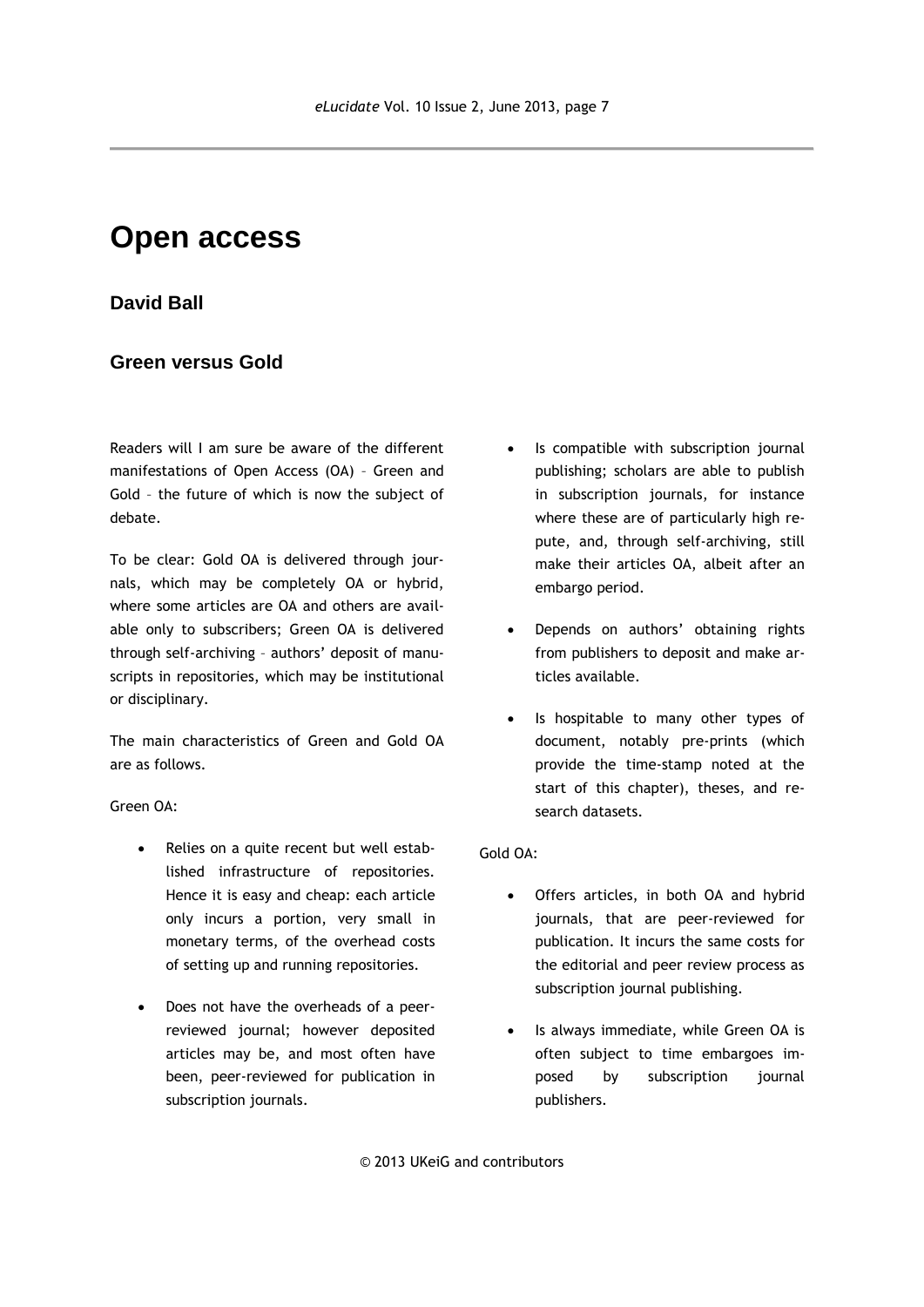# Open access

## David Ball

### Green versus Gold

Readers will I am sure be aware of the different manifestations of Open Access (OA) – Green and Gold – the future of which is now the subject of debate.

To be clear: Gold OA is delivered through journals, which may be completely OA or hybrid, where some articles are OA and others are available only to subscribers; Green OA is delivered through self-archiving – authors' deposit of manuscripts in repositories, which may be institutional or disciplinary.

The main characteristics of Green and Gold OA are as follows.

Green OA:

- Relies on a quite recent but well established infrastructure of repositories. Hence it is easy and cheap: each article only incurs a portion, very small in monetary terms, of the overhead costs of setting up and running repositories.
- Does not have the overheads of a peer-reviewed journal; however deposited articles may be, and most often have been, peer-reviewed for publication in subscription journals.
- Is compatible with subscription journal publishing; scholars are able to publish in subscription journals, for instance where these are of particularly high repute, and, through self-archiving, still make their articles OA, albeit after an embargo period.
- Depends on authors' obtaining rights from publishers to deposit and make articles available.
- Is hospitable to many other types of document, notably pre-prints (which provide the time-stamp noted at the start of this chapter), theses, and research datasets.

Gold OA:

- Offers articles, in both OA and hybrid journals, that are peer-reviewed for publication. It incurs the same costs for the editorial and peer review process as subscription journal publishing.
- Is always immediate, while Green OA is often subject to time embargoes imposed by subscription journal publishers.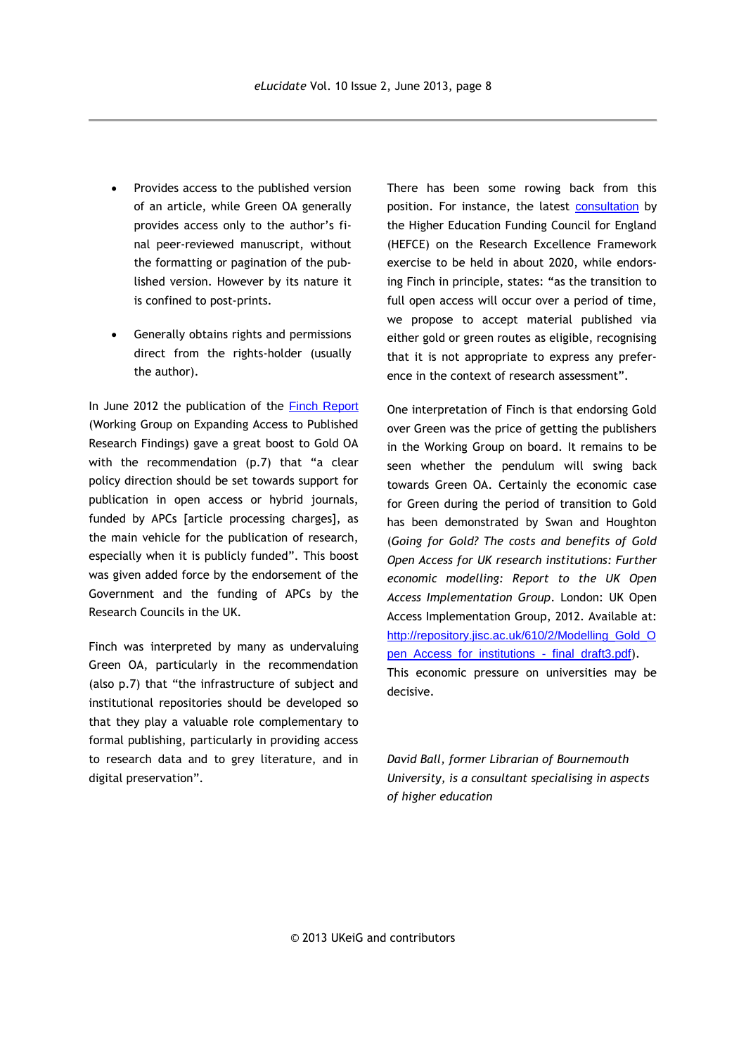- Provides access to the published version of an article, while Green OA generally provides access only to the author's final peer-reviewed manuscript, without the formatting or pagination of the published version. However by its nature it is confined to post-prints.

- Generally obtains rights and permissions direct from the rights-holder (usually the author).

In June 2012 the publication of the Finch Report (Working Group on Expanding Access to Published Research Findings) gave a great boost to Gold OA with the recommendation (p.7) that "a clear policy direction should be set towards support for publication in open access or hybrid journals, funded by APCs [article processing charges], as the main vehicle for the publication of research, especially when it is publicly funded". This boost was given added force by the endorsement of the Government and the funding of APCs by the Research Councils in the UK.

Finch was interpreted by many as undervaluing Green OA, particularly in the recommendation (also p.7) that "the infrastructure of subject and institutional repositories should be developed so that they play a valuable role complementary to formal publishing, particularly in providing access to research data and to grey literature, and in digital preservation".

There has been some rowing back from this position. For instance, the latest consultation by the Higher Education Funding Council for England (HEFCE) on the Research Excellence Framework exercise to be held in about 2020, while endorsing Finch in principle, states: "as the transition to full open access will occur over a period of time, we propose to accept material published via either gold or green routes as eligible, recognising that it is not appropriate to express any preference in the context of research assessment".

One interpretation of Finch is that endorsing Gold over Green was the price of getting the publishers in the Working Group on board. It remains to be seen whether the pendulum will swing back towards Green OA. Certainly the economic case for Green during the period of transition to Gold has been demonstrated by Swan and Houghton (*Going for Gold? The costs and benefits of Gold Open Access for UK research institutions: Further economic modelling: Report to the UK Open Access Implementation Group*. London: UK Open Access Implementation Group, 2012. Available at: http://repository.jisc.ac.uk/610/2/Modelling_Gold_Open_Access_for_institutions_-_final_draft3.pdf). This economic pressure on universities may be decisive.

*David Ball, former Librarian of Bournemouth University, is a consultant specialising in aspects of higher education*